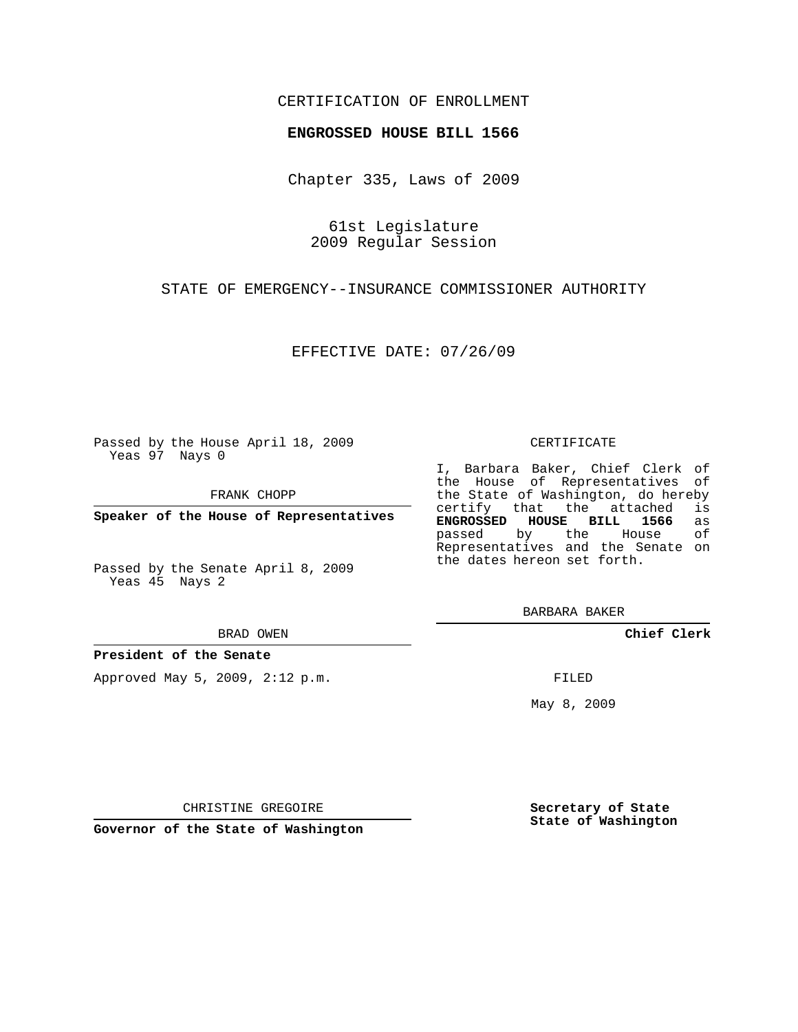CERTIFICATION OF ENROLLMENT

**ENGROSSED HOUSE BILL 1566**

Chapter 335, Laws of 2009

61st Legislature
2009 Regular Session

STATE OF EMERGENCY--INSURANCE COMMISSIONER AUTHORITY

EFFECTIVE DATE: 07/26/09

Passed by the House April 18, 2009
Yeas 97 Nays 0

FRANK CHOPP

**Speaker of the House of Representatives**

Passed by the Senate April 8, 2009
Yeas 45 Nays 2

BRAD OWEN

**President of the Senate**

Approved May 5, 2009, 2:12 p.m.

CHRISTINE GREGOIRE

**Governor of the State of Washington**

CERTIFICATE

I, Barbara Baker, Chief Clerk of the House of Representatives of the State of Washington, do hereby certify that the attached is **ENGROSSED HOUSE BILL 1566** as passed by the House of Representatives and the Senate on the dates hereon set forth.

BARBARA BAKER

**Chief Clerk**

FILED

May 8, 2009

**Secretary of State**
**State of Washington**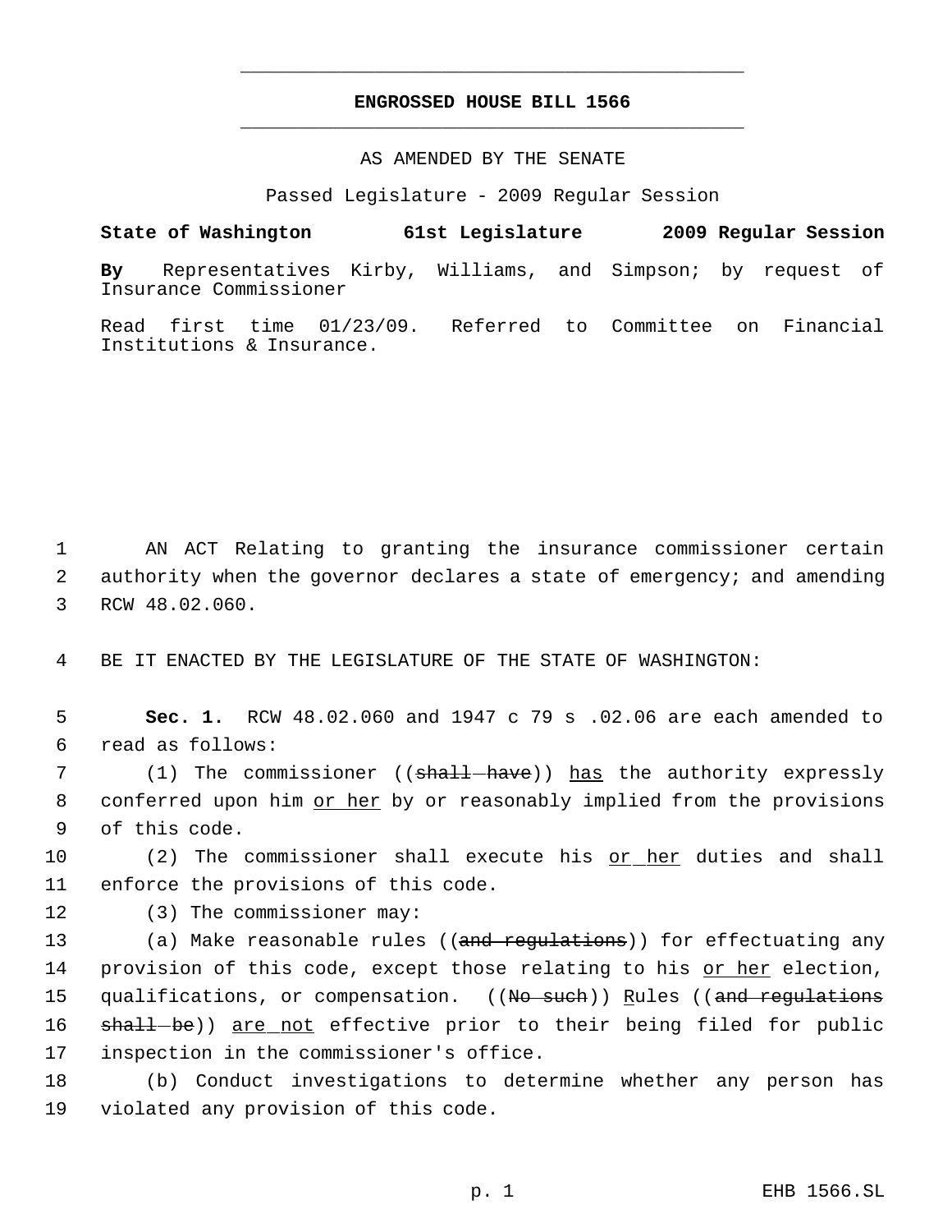# ENGROSSED HOUSE BILL 1566

AS AMENDED BY THE SENATE

Passed Legislature - 2009 Regular Session

**State of Washington 61st Legislature 2009 Regular Session**

**By** Representatives Kirby, Williams, and Simpson; by request of Insurance Commissioner

Read first time 01/23/09. Referred to Committee on Financial Institutions & Insurance.

1 AN ACT Relating to granting the insurance commissioner certain
2 authority when the governor declares a state of emergency; and amending
3 RCW 48.02.060.

4 BE IT ENACTED BY THE LEGISLATURE OF THE STATE OF WASHINGTON:

5 **Sec. 1.** RCW 48.02.060 and 1947 c 79 s .02.06 are each amended to
6 read as follows:

7 (1) The commissioner ((~~shall have~~)) <u>has</u> the authority expressly
8 conferred upon him <u>or her</u> by or reasonably implied from the provisions
9 of this code.

10 (2) The commissioner shall execute his <u>or her</u> duties and shall
11 enforce the provisions of this code.

12 (3) The commissioner may:

13 (a) Make reasonable rules ((~~and regulations~~)) for effectuating any
14 provision of this code, except those relating to his <u>or her</u> election,
15 qualifications, or compensation. ((~~No such~~)) <u>R</u>ules ((~~and regulations~~
16 ~~shall be~~)) <u>are not</u> effective prior to their being filed for public
17 inspection in the commissioner's office.

18 (b) Conduct investigations to determine whether any person has
19 violated any provision of this code.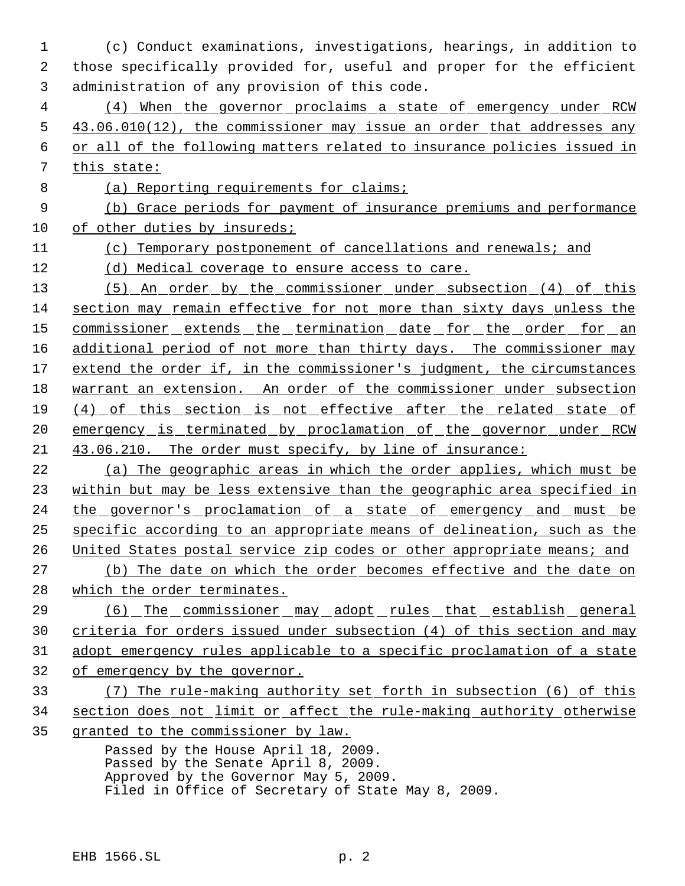(c) Conduct examinations, investigations, hearings, in addition to those specifically provided for, useful and proper for the efficient administration of any provision of this code.

(4) When the governor proclaims a state of emergency under RCW 43.06.010(12), the commissioner may issue an order that addresses any or all of the following matters related to insurance policies issued in this state:

(a) Reporting requirements for claims;

(b) Grace periods for payment of insurance premiums and performance of other duties by insureds;

(c) Temporary postponement of cancellations and renewals; and

(d) Medical coverage to ensure access to care.

(5) An order by the commissioner under subsection (4) of this section may remain effective for not more than sixty days unless the commissioner extends the termination date for the order for an additional period of not more than thirty days. The commissioner may extend the order if, in the commissioner's judgment, the circumstances warrant an extension. An order of the commissioner under subsection (4) of this section is not effective after the related state of emergency is terminated by proclamation of the governor under RCW 43.06.210. The order must specify, by line of insurance:

(a) The geographic areas in which the order applies, which must be within but may be less extensive than the geographic area specified in the governor's proclamation of a state of emergency and must be specific according to an appropriate means of delineation, such as the United States postal service zip codes or other appropriate means; and

(b) The date on which the order becomes effective and the date on which the order terminates.

(6) The commissioner may adopt rules that establish general criteria for orders issued under subsection (4) of this section and may adopt emergency rules applicable to a specific proclamation of a state of emergency by the governor.

(7) The rule-making authority set forth in subsection (6) of this section does not limit or affect the rule-making authority otherwise granted to the commissioner by law.

Passed by the House April 18, 2009.
Passed by the Senate April 8, 2009.
Approved by the Governor May 5, 2009.
Filed in Office of Secretary of State May 8, 2009.